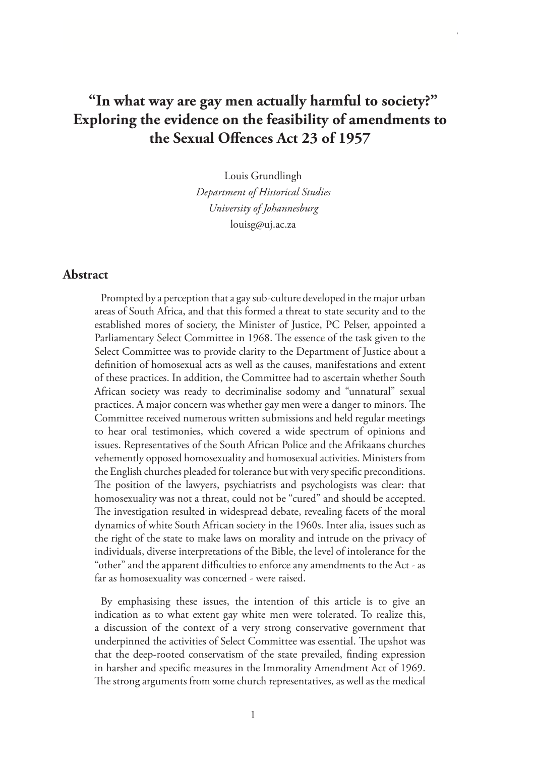# "In what way are gay men actually harmful to society?" Exploring the evidence on the feasibility of amendments to the Sexual Offences Act 23 of 1957

Louis Grundlingh
*Department of Historical Studies*
*University of Johannesburg*
louisg@uj.ac.za

## Abstract

Prompted by a perception that a gay sub-culture developed in the major urban areas of South Africa, and that this formed a threat to state security and to the established mores of society, the Minister of Justice, PC Pelser, appointed a Parliamentary Select Committee in 1968. The essence of the task given to the Select Committee was to provide clarity to the Department of Justice about a definition of homosexual acts as well as the causes, manifestations and extent of these practices. In addition, the Committee had to ascertain whether South African society was ready to decriminalise sodomy and "unnatural" sexual practices. A major concern was whether gay men were a danger to minors. The Committee received numerous written submissions and held regular meetings to hear oral testimonies, which covered a wide spectrum of opinions and issues. Representatives of the South African Police and the Afrikaans churches vehemently opposed homosexuality and homosexual activities. Ministers from the English churches pleaded for tolerance but with very specific preconditions. The position of the lawyers, psychiatrists and psychologists was clear: that homosexuality was not a threat, could not be "cured" and should be accepted. The investigation resulted in widespread debate, revealing facets of the moral dynamics of white South African society in the 1960s. Inter alia, issues such as the right of the state to make laws on morality and intrude on the privacy of individuals, diverse interpretations of the Bible, the level of intolerance for the "other" and the apparent difficulties to enforce any amendments to the Act - as far as homosexuality was concerned - were raised.

By emphasising these issues, the intention of this article is to give an indication as to what extent gay white men were tolerated. To realize this, a discussion of the context of a very strong conservative government that underpinned the activities of Select Committee was essential. The upshot was that the deep-rooted conservatism of the state prevailed, finding expression in harsher and specific measures in the Immorality Amendment Act of 1969. The strong arguments from some church representatives, as well as the medical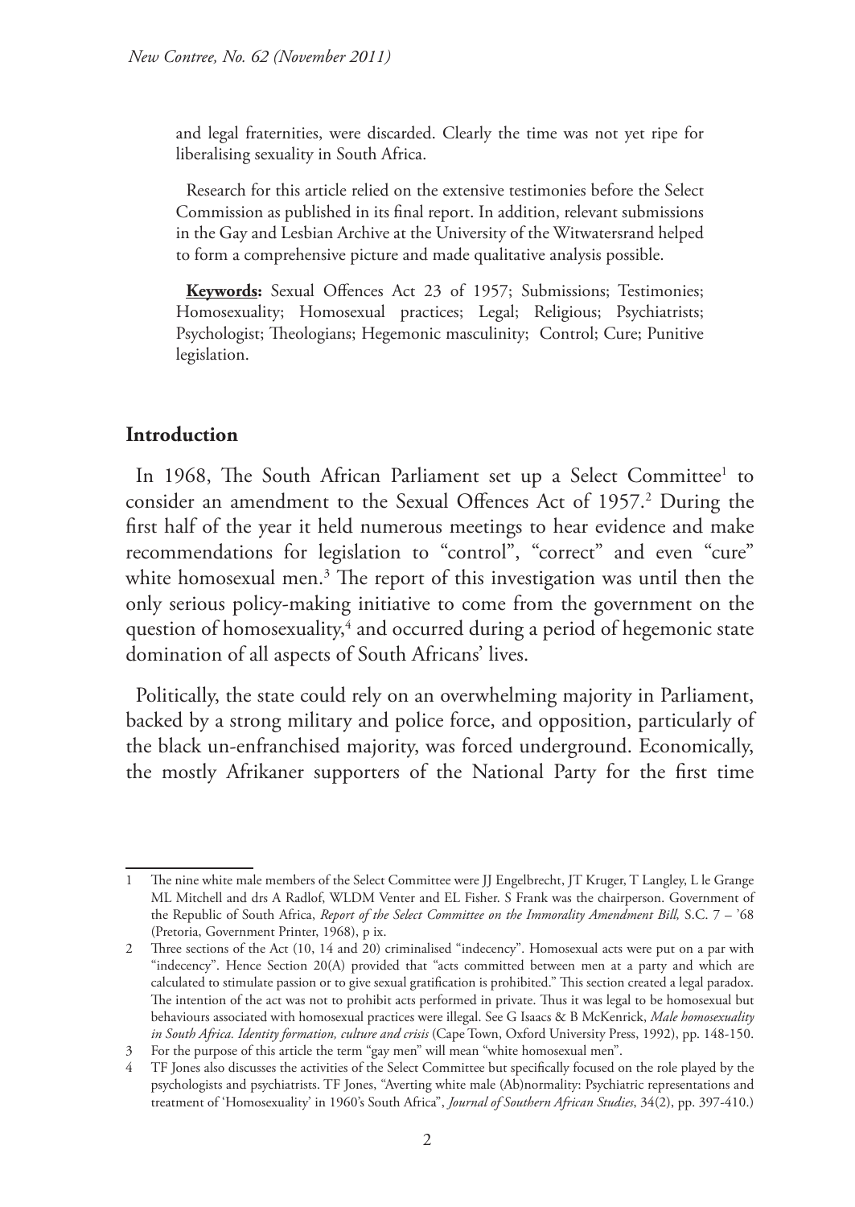and legal fraternities, were discarded. Clearly the time was not yet ripe for liberalising sexuality in South Africa.

Research for this article relied on the extensive testimonies before the Select Commission as published in its final report. In addition, relevant submissions in the Gay and Lesbian Archive at the University of the Witwatersrand helped to form a comprehensive picture and made qualitative analysis possible.

**Keywords:** Sexual Offences Act 23 of 1957; Submissions; Testimonies; Homosexuality; Homosexual practices; Legal; Religious; Psychiatrists; Psychologist; Theologians; Hegemonic masculinity; Control; Cure; Punitive legislation.

## Introduction

In 1968, The South African Parliament set up a Select Committee[1] to consider an amendment to the Sexual Offences Act of 1957.[2] During the first half of the year it held numerous meetings to hear evidence and make recommendations for legislation to "control", "correct" and even "cure" white homosexual men.[3] The report of this investigation was until then the only serious policy-making initiative to come from the government on the question of homosexuality,[4] and occurred during a period of hegemonic state domination of all aspects of South Africans' lives.

Politically, the state could rely on an overwhelming majority in Parliament, backed by a strong military and police force, and opposition, particularly of the black un-enfranchised majority, was forced underground. Economically, the mostly Afrikaner supporters of the National Party for the first time

---

1 The nine white male members of the Select Committee were JJ Engelbrecht, JT Kruger, T Langley, L le Grange ML Mitchell and drs A Radlof, WLDM Venter and EL Fisher. S Frank was the chairperson. Government of the Republic of South Africa, *Report of the Select Committee on the Immorality Amendment Bill,* S.C. 7 – '68 (Pretoria, Government Printer, 1968), p ix.

2 Three sections of the Act (10, 14 and 20) criminalised "indecency". Homosexual acts were put on a par with "indecency". Hence Section 20(A) provided that "acts committed between men at a party and which are calculated to stimulate passion or to give sexual gratification is prohibited." This section created a legal paradox. The intention of the act was not to prohibit acts performed in private. Thus it was legal to be homosexual but behaviours associated with homosexual practices were illegal. See G Isaacs & B McKenrick, *Male homosexuality in South Africa. Identity formation, culture and crisis* (Cape Town, Oxford University Press, 1992), pp. 148-150.

3 For the purpose of this article the term "gay men" will mean "white homosexual men".

4 TF Jones also discusses the activities of the Select Committee but specifically focused on the role played by the psychologists and psychiatrists. TF Jones, "Averting white male (Ab)normality: Psychiatric representations and treatment of 'Homosexuality' in 1960's South Africa", *Journal of Southern African Studies*, 34(2), pp. 397-410.)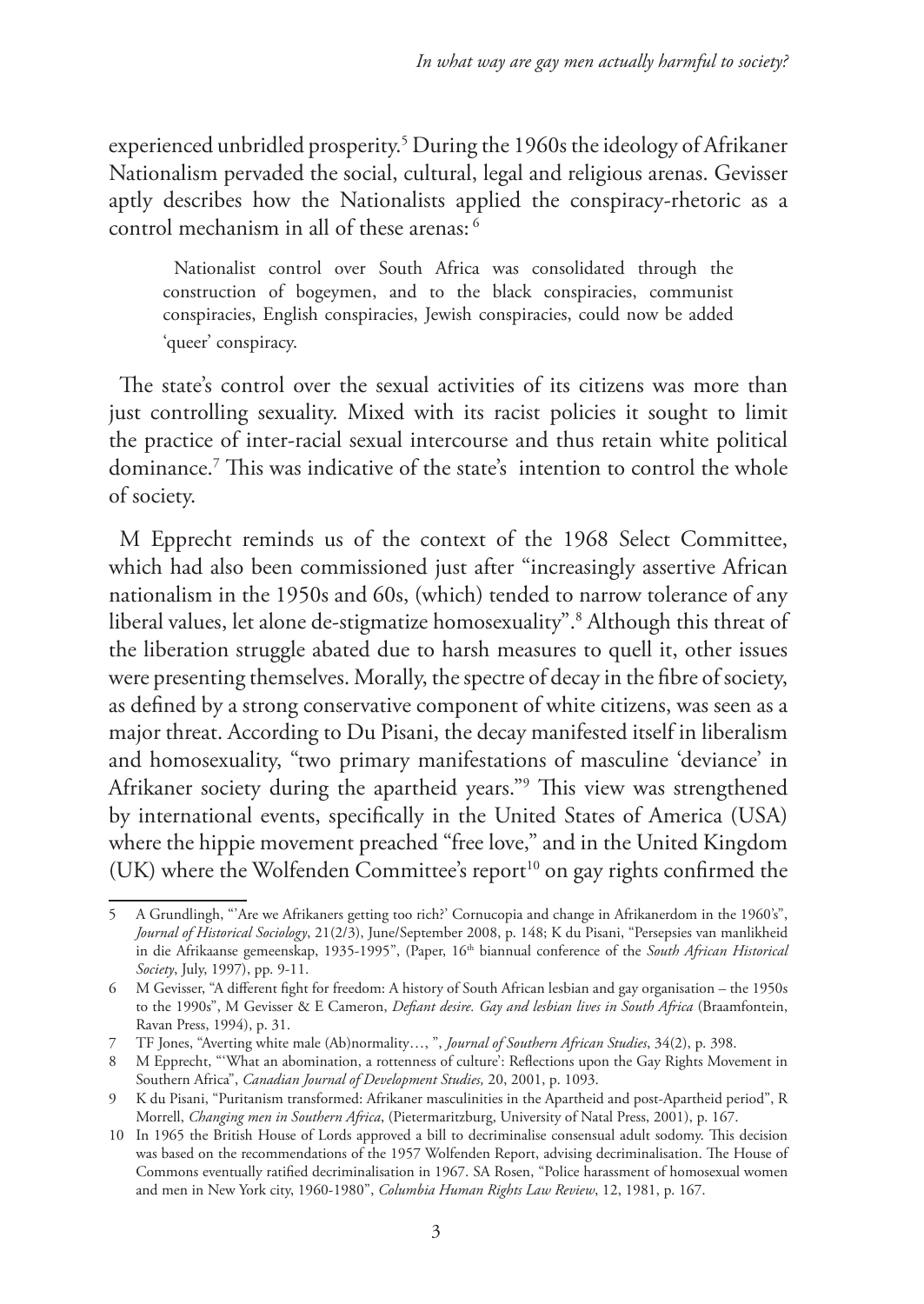experienced unbridled prosperity.[5] During the 1960s the ideology of Afrikaner Nationalism pervaded the social, cultural, legal and religious arenas. Gevisser aptly describes how the Nationalists applied the conspiracy-rhetoric as a control mechanism in all of these arenas: [6]

> Nationalist control over South Africa was consolidated through the construction of bogeymen, and to the black conspiracies, communist conspiracies, English conspiracies, Jewish conspiracies, could now be added 'queer' conspiracy.

The state's control over the sexual activities of its citizens was more than just controlling sexuality. Mixed with its racist policies it sought to limit the practice of inter-racial sexual intercourse and thus retain white political dominance.[7] This was indicative of the state's intention to control the whole of society.

M Epprecht reminds us of the context of the 1968 Select Committee, which had also been commissioned just after "increasingly assertive African nationalism in the 1950s and 60s, (which) tended to narrow tolerance of any liberal values, let alone de-stigmatize homosexuality".[8] Although this threat of the liberation struggle abated due to harsh measures to quell it, other issues were presenting themselves. Morally, the spectre of decay in the fibre of society, as defined by a strong conservative component of white citizens, was seen as a major threat. According to Du Pisani, the decay manifested itself in liberalism and homosexuality, "two primary manifestations of masculine 'deviance' in Afrikaner society during the apartheid years."[9] This view was strengthened by international events, specifically in the United States of America (USA) where the hippie movement preached "free love," and in the United Kingdom (UK) where the Wolfenden Committee's report[10] on gay rights confirmed the

---

5 A Grundlingh, "'Are we Afrikaners getting too rich?' Cornucopia and change in Afrikanerdom in the 1960's", *Journal of Historical Sociology*, 21(2/3), June/September 2008, p. 148; K du Pisani, "Persepsies van manlikheid in die Afrikaanse gemeenskap, 1935-1995", (Paper, 16th biannual conference of the *South African Historical Society*, July, 1997), pp. 9-11.

6 M Gevisser, "A different fight for freedom: A history of South African lesbian and gay organisation – the 1950s to the 1990s", M Gevisser & E Cameron, *Defiant desire. Gay and lesbian lives in South Africa* (Braamfontein, Ravan Press, 1994), p. 31.

7 TF Jones, "Averting white male (Ab)normality…, ", *Journal of Southern African Studies*, 34(2), p. 398.

8 M Epprecht, "'What an abomination, a rottenness of culture': Reflections upon the Gay Rights Movement in Southern Africa", *Canadian Journal of Development Studies,* 20, 2001, p. 1093.

9 K du Pisani, "Puritanism transformed: Afrikaner masculinities in the Apartheid and post-Apartheid period", R Morrell, *Changing men in Southern Africa*, (Pietermaritzburg, University of Natal Press, 2001), p. 167.

10 In 1965 the British House of Lords approved a bill to decriminalise consensual adult sodomy. This decision was based on the recommendations of the 1957 Wolfenden Report, advising decriminalisation. The House of Commons eventually ratified decriminalisation in 1967. SA Rosen, "Police harassment of homosexual women and men in New York city, 1960-1980", *Columbia Human Rights Law Review*, 12, 1981, p. 167.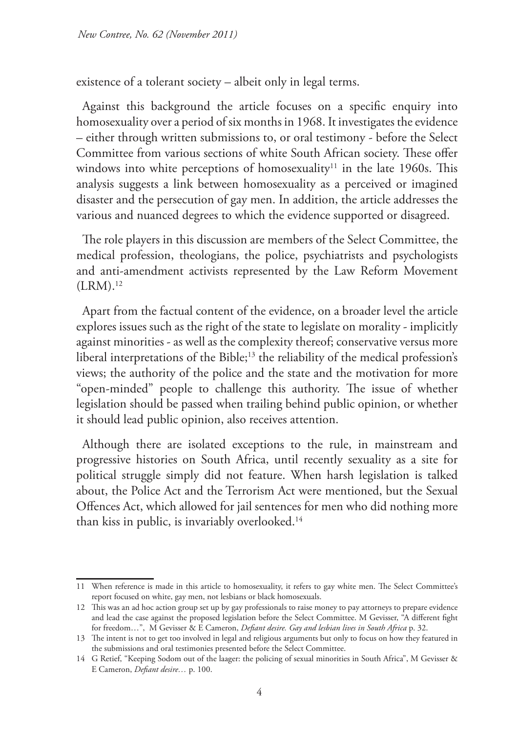existence of a tolerant society – albeit only in legal terms.

Against this background the article focuses on a specific enquiry into homosexuality over a period of six months in 1968. It investigates the evidence – either through written submissions to, or oral testimony - before the Select Committee from various sections of white South African society. These offer windows into white perceptions of homosexuality[11] in the late 1960s. This analysis suggests a link between homosexuality as a perceived or imagined disaster and the persecution of gay men. In addition, the article addresses the various and nuanced degrees to which the evidence supported or disagreed.

The role players in this discussion are members of the Select Committee, the medical profession, theologians, the police, psychiatrists and psychologists and anti-amendment activists represented by the Law Reform Movement (LRM).[12]

Apart from the factual content of the evidence, on a broader level the article explores issues such as the right of the state to legislate on morality - implicitly against minorities - as well as the complexity thereof; conservative versus more liberal interpretations of the Bible;[13] the reliability of the medical profession's views; the authority of the police and the state and the motivation for more "open-minded" people to challenge this authority. The issue of whether legislation should be passed when trailing behind public opinion, or whether it should lead public opinion, also receives attention.

Although there are isolated exceptions to the rule, in mainstream and progressive histories on South Africa, until recently sexuality as a site for political struggle simply did not feature. When harsh legislation is talked about, the Police Act and the Terrorism Act were mentioned, but the Sexual Offences Act, which allowed for jail sentences for men who did nothing more than kiss in public, is invariably overlooked.[14]

---

11 When reference is made in this article to homosexuality, it refers to gay white men. The Select Committee's report focused on white, gay men, not lesbians or black homosexuals.

12 This was an ad hoc action group set up by gay professionals to raise money to pay attorneys to prepare evidence and lead the case against the proposed legislation before the Select Committee. M Gevisser, "A different fight for freedom…", M Gevisser & E Cameron, *Defiant desire. Gay and lesbian lives in South Africa* p. 32.

13 The intent is not to get too involved in legal and religious arguments but only to focus on how they featured in the submissions and oral testimonies presented before the Select Committee.

14 G Retief, "Keeping Sodom out of the laager: the policing of sexual minorities in South Africa", M Gevisser & E Cameron, *Defiant desire…* p. 100.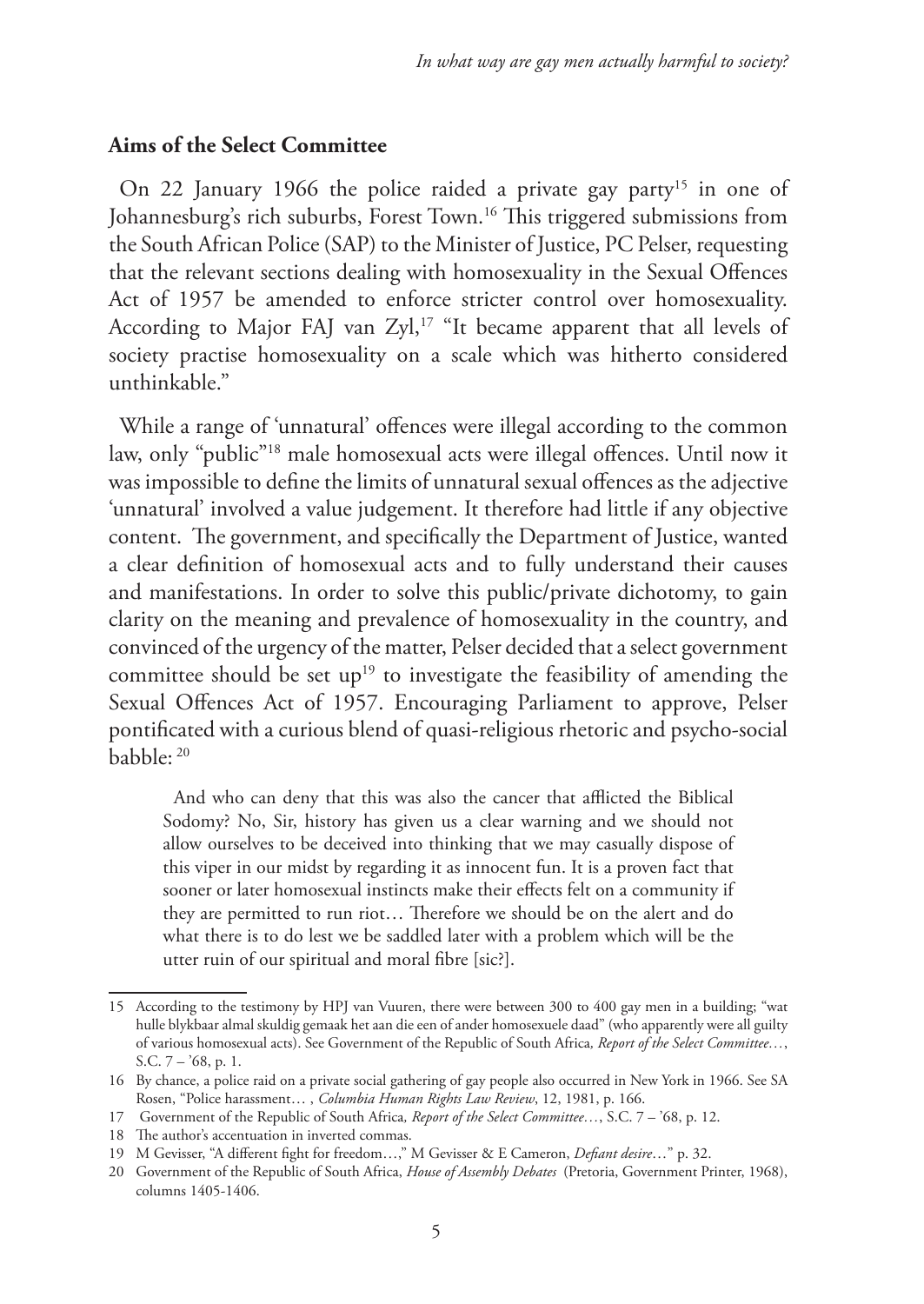## Aims of the Select Committee

On 22 January 1966 the police raided a private gay party[15] in one of Johannesburg's rich suburbs, Forest Town.[16] This triggered submissions from the South African Police (SAP) to the Minister of Justice, PC Pelser, requesting that the relevant sections dealing with homosexuality in the Sexual Offences Act of 1957 be amended to enforce stricter control over homosexuality. According to Major FAJ van Zyl,[17] "It became apparent that all levels of society practise homosexuality on a scale which was hitherto considered unthinkable."

While a range of 'unnatural' offences were illegal according to the common law, only "public"[18] male homosexual acts were illegal offences. Until now it was impossible to define the limits of unnatural sexual offences as the adjective 'unnatural' involved a value judgement. It therefore had little if any objective content. The government, and specifically the Department of Justice, wanted a clear definition of homosexual acts and to fully understand their causes and manifestations. In order to solve this public/private dichotomy, to gain clarity on the meaning and prevalence of homosexuality in the country, and convinced of the urgency of the matter, Pelser decided that a select government committee should be set up[19] to investigate the feasibility of amending the Sexual Offences Act of 1957. Encouraging Parliament to approve, Pelser pontificated with a curious blend of quasi-religious rhetoric and psycho-social babble: [20]

> And who can deny that this was also the cancer that afflicted the Biblical Sodomy? No, Sir, history has given us a clear warning and we should not allow ourselves to be deceived into thinking that we may casually dispose of this viper in our midst by regarding it as innocent fun. It is a proven fact that sooner or later homosexual instincts make their effects felt on a community if they are permitted to run riot… Therefore we should be on the alert and do what there is to do lest we be saddled later with a problem which will be the utter ruin of our spiritual and moral fibre [sic?].

---

15 According to the testimony by HPJ van Vuuren, there were between 300 to 400 gay men in a building; "wat hulle blykbaar almal skuldig gemaak het aan die een of ander homoseksuele daad" (who apparently were all guilty of various homosexual acts). See Government of the Republic of South Africa*, Report of the Select Committee…*, S.C. 7 – '68, p. 1.

16 By chance, a police raid on a private social gathering of gay people also occurred in New York in 1966. See SA Rosen, "Police harassment… , *Columbia Human Rights Law Review*, 12, 1981, p. 166.

17 Government of the Republic of South Africa*, Report of the Select Committee…*, S.C. 7 – '68, p. 12.

18 The author's accentuation in inverted commas.

19 M Gevisser, "A different fight for freedom…," M Gevisser & E Cameron, *Defiant desire*…" p. 32.

20 Government of the Republic of South Africa, *House of Assembly Debates* (Pretoria, Government Printer, 1968), columns 1405-1406.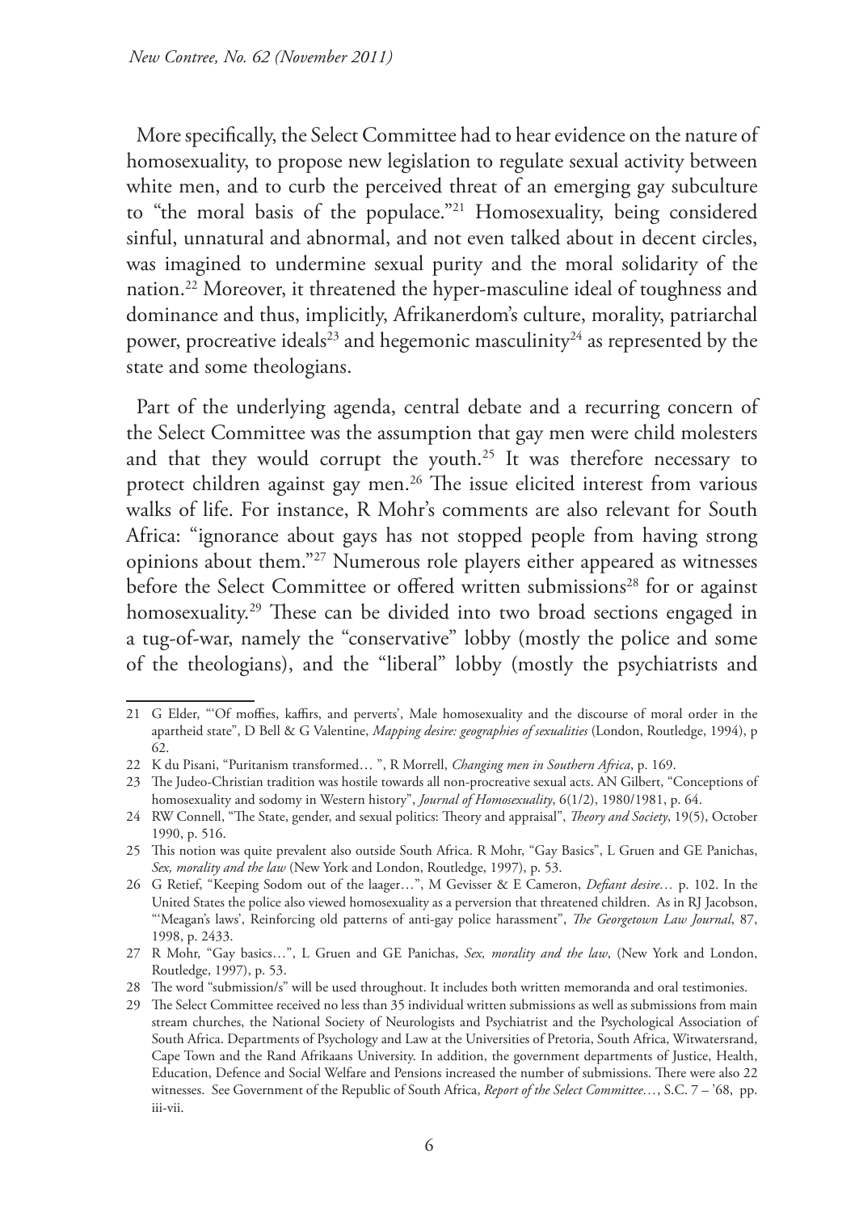More specifically, the Select Committee had to hear evidence on the nature of homosexuality, to propose new legislation to regulate sexual activity between white men, and to curb the perceived threat of an emerging gay subculture to "the moral basis of the populace."[21] Homosexuality, being considered sinful, unnatural and abnormal, and not even talked about in decent circles, was imagined to undermine sexual purity and the moral solidarity of the nation.[22] Moreover, it threatened the hyper-masculine ideal of toughness and dominance and thus, implicitly, Afrikanerdom's culture, morality, patriarchal power, procreative ideals[23] and hegemonic masculinity[24] as represented by the state and some theologians.

Part of the underlying agenda, central debate and a recurring concern of the Select Committee was the assumption that gay men were child molesters and that they would corrupt the youth.[25] It was therefore necessary to protect children against gay men.[26] The issue elicited interest from various walks of life. For instance, R Mohr's comments are also relevant for South Africa: "ignorance about gays has not stopped people from having strong opinions about them."[27] Numerous role players either appeared as witnesses before the Select Committee or offered written submissions[28] for or against homosexuality.[29] These can be divided into two broad sections engaged in a tug-of-war, namely the "conservative" lobby (mostly the police and some of the theologians), and the "liberal" lobby (mostly the psychiatrists and

---

21 G Elder, "'Of moffies, kaffirs, and perverts', Male homosexuality and the discourse of moral order in the apartheid state", D Bell & G Valentine, *Mapping desire: geographies of sexualities* (London, Routledge, 1994), p 62.

22 K du Pisani, "Puritanism transformed… ", R Morrell, *Changing men in Southern Africa*, p. 169.

23 The Judeo-Christian tradition was hostile towards all non-procreative sexual acts. AN Gilbert, "Conceptions of homosexuality and sodomy in Western history", *Journal of Homosexuality*, 6(1/2), 1980/1981, p. 64.

24 RW Connell, "The State, gender, and sexual politics: Theory and appraisal", *Theory and Society*, 19(5), October 1990, p. 516.

25 This notion was quite prevalent also outside South Africa. R Mohr, "Gay Basics", L Gruen and GE Panichas, *Sex, morality and the law* (New York and London, Routledge, 1997), p. 53.

26 G Retief, "Keeping Sodom out of the laager…", M Gevisser & E Cameron, *Defiant desire…* p. 102. In the United States the police also viewed homosexuality as a perversion that threatened children. As in RJ Jacobson, "'Meagan's laws', Reinforcing old patterns of anti-gay police harassment", *The Georgetown Law Journal*, 87, 1998, p. 2433.

27 R Mohr, "Gay basics…", L Gruen and GE Panichas, *Sex, morality and the law*, (New York and London, Routledge, 1997), p. 53.

28 The word "submission/s" will be used throughout. It includes both written memoranda and oral testimonies.

29 The Select Committee received no less than 35 individual written submissions as well as submissions from main stream churches, the National Society of Neurologists and Psychiatrist and the Psychological Association of South Africa. Departments of Psychology and Law at the Universities of Pretoria, South Africa, Witwatersrand, Cape Town and the Rand Afrikaans University. In addition, the government departments of Justice, Health, Education, Defence and Social Welfare and Pensions increased the number of submissions. There were also 22 witnesses. See Government of the Republic of South Africa, *Report of the Select Committee…*, S.C. 7 – '68, pp. iii-vii.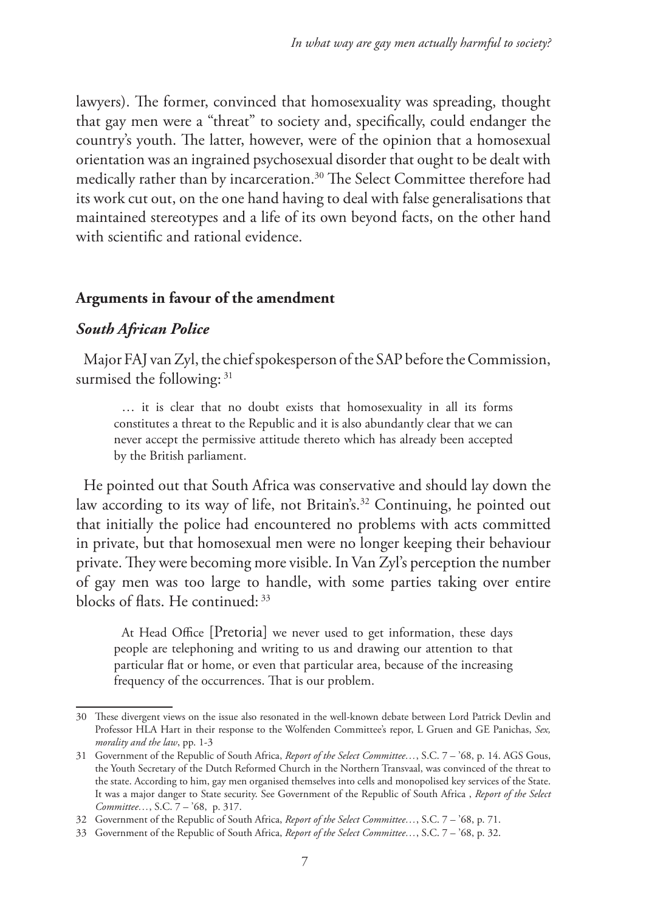lawyers). The former, convinced that homosexuality was spreading, thought that gay men were a "threat" to society and, specifically, could endanger the country's youth. The latter, however, were of the opinion that a homosexual orientation was an ingrained psychosexual disorder that ought to be dealt with medically rather than by incarceration.[30] The Select Committee therefore had its work cut out, on the one hand having to deal with false generalisations that maintained stereotypes and a life of its own beyond facts, on the other hand with scientific and rational evidence.

## Arguments in favour of the amendment

### *South African Police*

Major FAJ van Zyl, the chief spokesperson of the SAP before the Commission, surmised the following: [31]

> … it is clear that no doubt exists that homosexuality in all its forms constitutes a threat to the Republic and it is also abundantly clear that we can never accept the permissive attitude thereto which has already been accepted by the British parliament.

He pointed out that South Africa was conservative and should lay down the law according to its way of life, not Britain's.[32] Continuing, he pointed out that initially the police had encountered no problems with acts committed in private, but that homosexual men were no longer keeping their behaviour private. They were becoming more visible. In Van Zyl's perception the number of gay men was too large to handle, with some parties taking over entire blocks of flats. He continued: [33]

> At Head Office [Pretoria] we never used to get information, these days people are telephoning and writing to us and drawing our attention to that particular flat or home, or even that particular area, because of the increasing frequency of the occurrences. That is our problem.

---

30 These divergent views on the issue also resonated in the well-known debate between Lord Patrick Devlin and Professor HLA Hart in their response to the Wolfenden Committee's repor, L Gruen and GE Panichas, *Sex, morality and the law*, pp. 1-3

31 Government of the Republic of South Africa, *Report of the Select Committee…*, S.C. 7 – '68, p. 14. AGS Gous, the Youth Secretary of the Dutch Reformed Church in the Northern Transvaal, was convinced of the threat to the state. According to him, gay men organised themselves into cells and monopolised key services of the State. It was a major danger to State security. See Government of the Republic of South Africa , *Report of the Select Committee…*, S.C. 7 – '68, p. 317.

32 Government of the Republic of South Africa, *Report of the Select Committee…*, S.C. 7 – '68, p. 71.

33 Government of the Republic of South Africa, *Report of the Select Committee…*, S.C. 7 – '68, p. 32.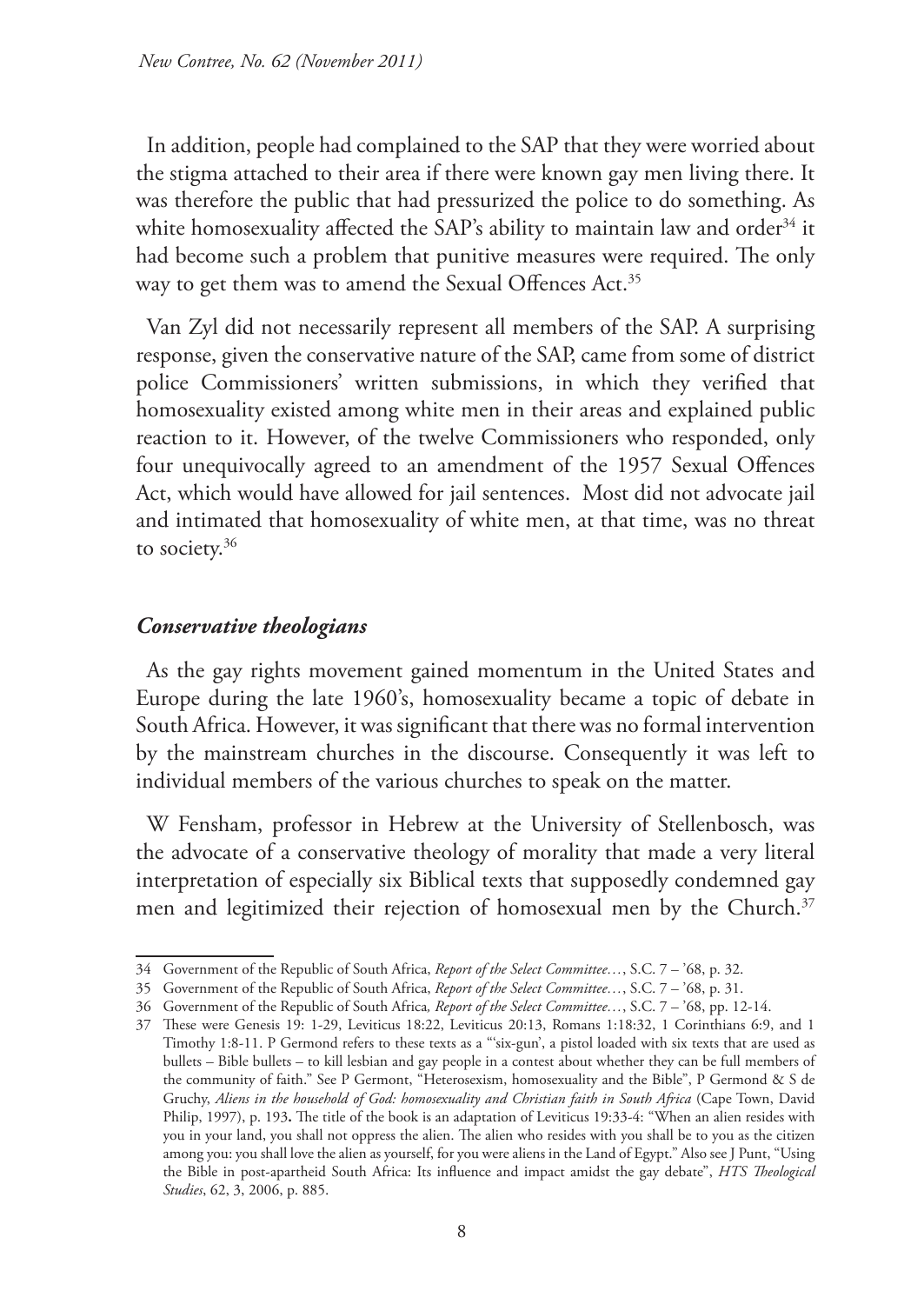In addition, people had complained to the SAP that they were worried about the stigma attached to their area if there were known gay men living there. It was therefore the public that had pressurized the police to do something. As white homosexuality affected the SAP's ability to maintain law and order[34] it had become such a problem that punitive measures were required. The only way to get them was to amend the Sexual Offences Act.[35]

Van Zyl did not necessarily represent all members of the SAP. A surprising response, given the conservative nature of the SAP, came from some of district police Commissioners' written submissions, in which they verified that homosexuality existed among white men in their areas and explained public reaction to it. However, of the twelve Commissioners who responded, only four unequivocally agreed to an amendment of the 1957 Sexual Offences Act, which would have allowed for jail sentences. Most did not advocate jail and intimated that homosexuality of white men, at that time, was no threat to society.[36]

### *Conservative theologians*

As the gay rights movement gained momentum in the United States and Europe during the late 1960's, homosexuality became a topic of debate in South Africa. However, it was significant that there was no formal intervention by the mainstream churches in the discourse. Consequently it was left to individual members of the various churches to speak on the matter.

W Fensham, professor in Hebrew at the University of Stellenbosch, was the advocate of a conservative theology of morality that made a very literal interpretation of especially six Biblical texts that supposedly condemned gay men and legitimized their rejection of homosexual men by the Church.[37]

---

34 Government of the Republic of South Africa, *Report of the Select Committee…*, S.C. 7 – '68, p. 32.

35 Government of the Republic of South Africa, *Report of the Select Committee…*, S.C. 7 – '68, p. 31.

36 Government of the Republic of South Africa*, Report of the Select Committee…*, S.C. 7 – '68, pp. 12-14.

37 These were Genesis 19: 1-29, Leviticus 18:22, Leviticus 20:13, Romans 1:18:32, 1 Corinthians 6:9, and 1 Timothy 1:8-11. P Germond refers to these texts as a "'six-gun', a pistol loaded with six texts that are used as bullets – Bible bullets – to kill lesbian and gay people in a contest about whether they can be full members of the community of faith." See P Germont, "Heterosexism, homosexuality and the Bible", P Germond & S de Gruchy, *Aliens in the household of God: homosexuality and Christian faith in South Africa* (Cape Town, David Philip, 1997), p. 193**.** The title of the book is an adaptation of Leviticus 19:33-4: "When an alien resides with you in your land, you shall not oppress the alien. The alien who resides with you shall be to you as the citizen among you: you shall love the alien as yourself, for you were aliens in the Land of Egypt." Also see J Punt, "Using the Bible in post-apartheid South Africa: Its influence and impact amidst the gay debate", *HTS Theological Studies*, 62, 3, 2006, p. 885.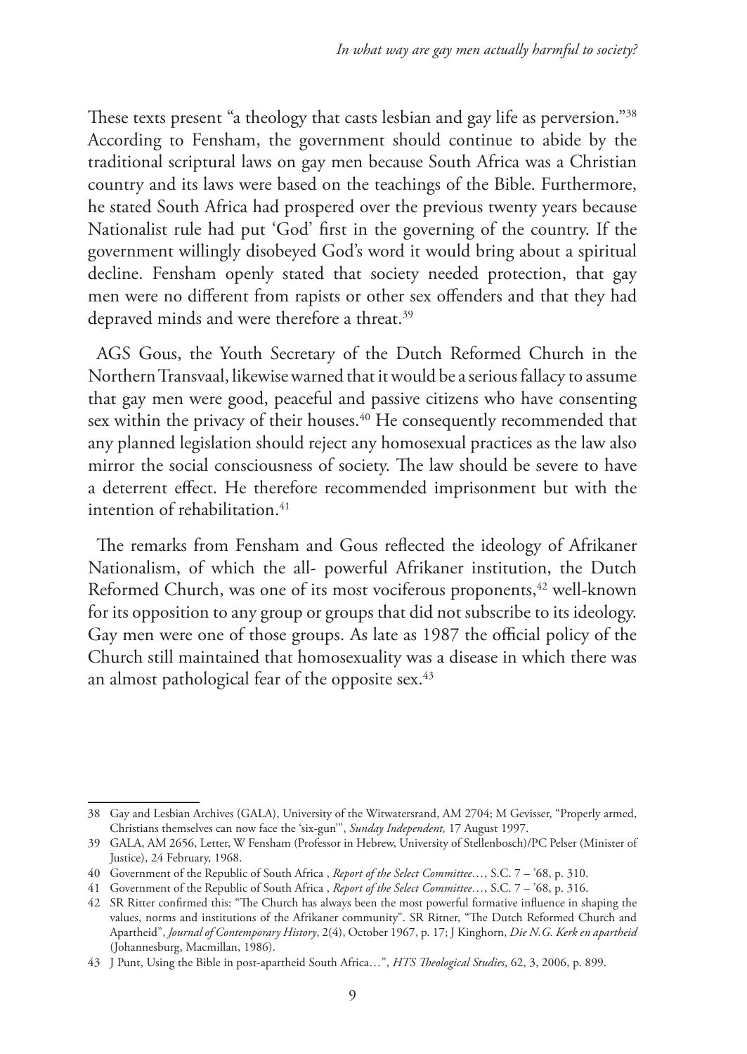These texts present "a theology that casts lesbian and gay life as perversion."[38] According to Fensham, the government should continue to abide by the traditional scriptural laws on gay men because South Africa was a Christian country and its laws were based on the teachings of the Bible. Furthermore, he stated South Africa had prospered over the previous twenty years because Nationalist rule had put 'God' first in the governing of the country. If the government willingly disobeyed God's word it would bring about a spiritual decline. Fensham openly stated that society needed protection, that gay men were no different from rapists or other sex offenders and that they had depraved minds and were therefore a threat.[39]

AGS Gous, the Youth Secretary of the Dutch Reformed Church in the Northern Transvaal, likewise warned that it would be a serious fallacy to assume that gay men were good, peaceful and passive citizens who have consenting sex within the privacy of their houses.[40] He consequently recommended that any planned legislation should reject any homosexual practices as the law also mirror the social consciousness of society. The law should be severe to have a deterrent effect. He therefore recommended imprisonment but with the intention of rehabilitation.[41]

The remarks from Fensham and Gous reflected the ideology of Afrikaner Nationalism, of which the all- powerful Afrikaner institution, the Dutch Reformed Church, was one of its most vociferous proponents,[42] well-known for its opposition to any group or groups that did not subscribe to its ideology. Gay men were one of those groups. As late as 1987 the official policy of the Church still maintained that homosexuality was a disease in which there was an almost pathological fear of the opposite sex.[43]

---

38 Gay and Lesbian Archives (GALA), University of the Witwatersrand, AM 2704; M Gevisser, "Properly armed, Christians themselves can now face the 'six-gun'", *Sunday Independent,* 17 August 1997.

39 GALA, AM 2656, Letter, W Fensham (Professor in Hebrew, University of Stellenbosch)/PC Pelser (Minister of Justice), 24 February, 1968.

40 Government of the Republic of South Africa , *Report of the Select Committee…*, S.C. 7 – '68, p. 310.

41 Government of the Republic of South Africa , *Report of the Select Committee…*, S.C. 7 – '68, p. 316.

42 SR Ritter confirmed this: "The Church has always been the most powerful formative influence in shaping the values, norms and institutions of the Afrikaner community". SR Ritner, "The Dutch Reformed Church and Apartheid", *Journal of Contemporary History*, 2(4), October 1967, p. 17; J Kinghorn, *Die N.G. Kerk en apartheid* (Johannesburg, Macmillan, 1986).

43 J Punt, Using the Bible in post-apartheid South Africa…", *HTS Theological Studies*, 62, 3, 2006, p. 899.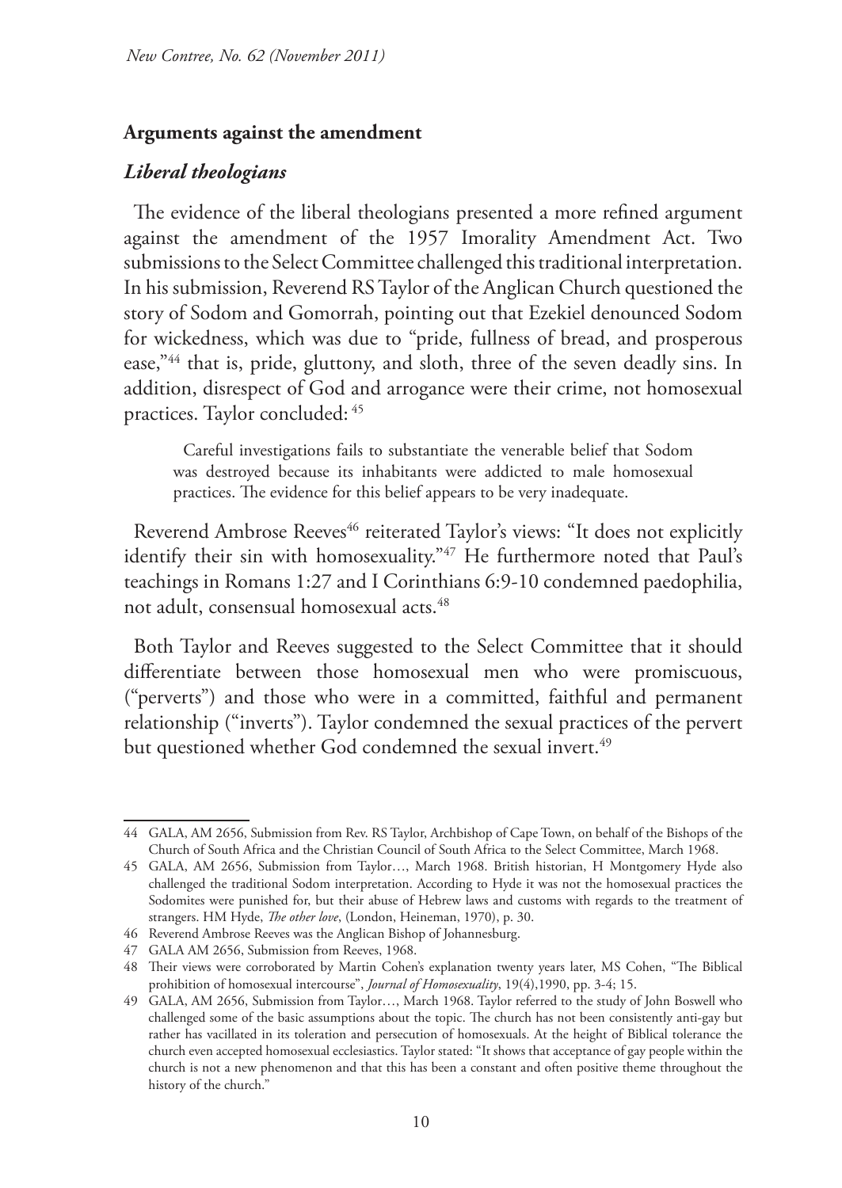## Arguments against the amendment

### *Liberal theologians*

The evidence of the liberal theologians presented a more refined argument against the amendment of the 1957 Imorality Amendment Act. Two submissions to the Select Committee challenged this traditional interpretation. In his submission, Reverend RS Taylor of the Anglican Church questioned the story of Sodom and Gomorrah, pointing out that Ezekiel denounced Sodom for wickedness, which was due to "pride, fullness of bread, and prosperous ease,"[44] that is, pride, gluttony, and sloth, three of the seven deadly sins. In addition, disrespect of God and arrogance were their crime, not homosexual practices. Taylor concluded: [45]

> Careful investigations fails to substantiate the venerable belief that Sodom was destroyed because its inhabitants were addicted to male homosexual practices. The evidence for this belief appears to be very inadequate.

Reverend Ambrose Reeves[46] reiterated Taylor's views: "It does not explicitly identify their sin with homosexuality."[47] He furthermore noted that Paul's teachings in Romans 1:27 and I Corinthians 6:9-10 condemned paedophilia, not adult, consensual homosexual acts.[48]

Both Taylor and Reeves suggested to the Select Committee that it should differentiate between those homosexual men who were promiscuous, ("perverts") and those who were in a committed, faithful and permanent relationship ("inverts"). Taylor condemned the sexual practices of the pervert but questioned whether God condemned the sexual invert.[49]

---

44 GALA, AM 2656, Submission from Rev. RS Taylor, Archbishop of Cape Town, on behalf of the Bishops of the Church of South Africa and the Christian Council of South Africa to the Select Committee, March 1968.

45 GALA, AM 2656, Submission from Taylor…, March 1968. British historian, H Montgomery Hyde also challenged the traditional Sodom interpretation. According to Hyde it was not the homosexual practices the Sodomites were punished for, but their abuse of Hebrew laws and customs with regards to the treatment of strangers. HM Hyde, *The other love*, (London, Heineman, 1970), p. 30.

46 Reverend Ambrose Reeves was the Anglican Bishop of Johannesburg.

47 GALA AM 2656, Submission from Reeves, 1968.

48 Their views were corroborated by Martin Cohen's explanation twenty years later, MS Cohen, "The Biblical prohibition of homosexual intercourse", *Journal of Homosexuality*, 19(4),1990, pp. 3-4; 15.

49 GALA, AM 2656, Submission from Taylor…, March 1968. Taylor referred to the study of John Boswell who challenged some of the basic assumptions about the topic. The church has not been consistently anti-gay but rather has vacillated in its toleration and persecution of homosexuals. At the height of Biblical tolerance the church even accepted homosexual ecclesiastics. Taylor stated: "It shows that acceptance of gay people within the church is not a new phenomenon and that this has been a constant and often positive theme throughout the history of the church."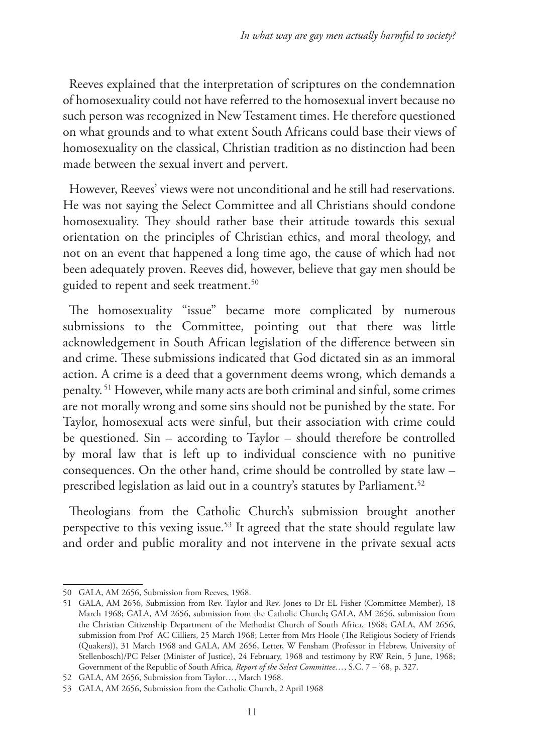Reeves explained that the interpretation of scriptures on the condemnation of homosexuality could not have referred to the homosexual invert because no such person was recognized in New Testament times. He therefore questioned on what grounds and to what extent South Africans could base their views of homosexuality on the classical, Christian tradition as no distinction had been made between the sexual invert and pervert.

However, Reeves' views were not unconditional and he still had reservations. He was not saying the Select Committee and all Christians should condone homosexuality. They should rather base their attitude towards this sexual orientation on the principles of Christian ethics, and moral theology, and not on an event that happened a long time ago, the cause of which had not been adequately proven. Reeves did, however, believe that gay men should be guided to repent and seek treatment.[50]

The homosexuality "issue" became more complicated by numerous submissions to the Committee, pointing out that there was little acknowledgement in South African legislation of the difference between sin and crime. These submissions indicated that God dictated sin as an immoral action. A crime is a deed that a government deems wrong, which demands a penalty.[51] However, while many acts are both criminal and sinful, some crimes are not morally wrong and some sins should not be punished by the state. For Taylor, homosexual acts were sinful, but their association with crime could be questioned. Sin – according to Taylor – should therefore be controlled by moral law that is left up to individual conscience with no punitive consequences. On the other hand, crime should be controlled by state law – prescribed legislation as laid out in a country's statutes by Parliament.[52]

Theologians from the Catholic Church's submission brought another perspective to this vexing issue.[53] It agreed that the state should regulate law and order and public morality and not intervene in the private sexual acts

---

50 GALA, AM 2656, Submission from Reeves, 1968.

51 GALA, AM 2656, Submission from Rev. Taylor and Rev. Jones to Dr EL Fisher (Committee Member), 18 March 1968; GALA, AM 2656, submission from the Catholic Church**;** GALA, AM 2656, submission from the Christian Citizenship Department of the Methodist Church of South Africa, 1968; GALA, AM 2656, submission from Prof AC Cilliers, 25 March 1968; Letter from Mrs Hoole (The Religious Society of Friends (Quakers)), 31 March 1968 and GALA, AM 2656, Letter, W Fensham (Professor in Hebrew, University of Stellenbosch)/PC Pelser (Minister of Justice), 24 February, 1968 and testimony by RW Rein, 5 June, 1968; Government of the Republic of South Africa*, Report of the Select Committee…*, S.C. 7 – '68, p. 327.

52 GALA, AM 2656, Submission from Taylor…, March 1968.

53 GALA, AM 2656, Submission from the Catholic Church, 2 April 1968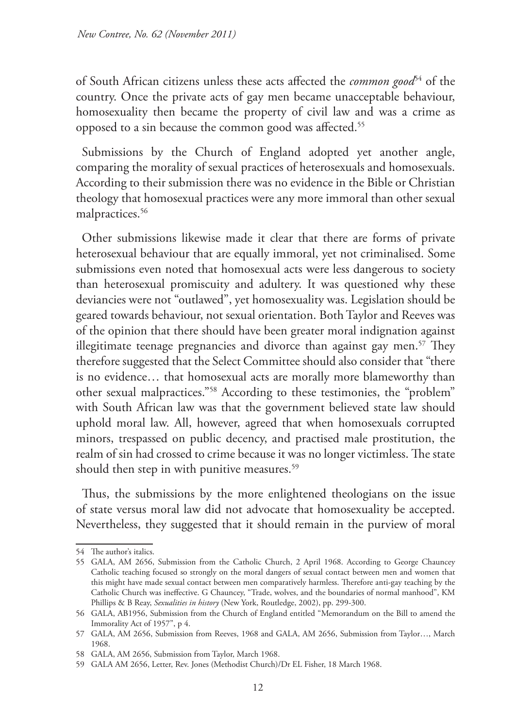of South African citizens unless these acts affected the *common good*[54] of the country. Once the private acts of gay men became unacceptable behaviour, homosexuality then became the property of civil law and was a crime as opposed to a sin because the common good was affected.[55]

Submissions by the Church of England adopted yet another angle, comparing the morality of sexual practices of heterosexuals and homosexuals. According to their submission there was no evidence in the Bible or Christian theology that homosexual practices were any more immoral than other sexual malpractices.[56]

Other submissions likewise made it clear that there are forms of private heterosexual behaviour that are equally immoral, yet not criminalised. Some submissions even noted that homosexual acts were less dangerous to society than heterosexual promiscuity and adultery. It was questioned why these deviancies were not "outlawed", yet homosexuality was. Legislation should be geared towards behaviour, not sexual orientation. Both Taylor and Reeves was of the opinion that there should have been greater moral indignation against illegitimate teenage pregnancies and divorce than against gay men.[57] They therefore suggested that the Select Committee should also consider that "there is no evidence… that homosexual acts are morally more blameworthy than other sexual malpractices."[58] According to these testimonies, the "problem" with South African law was that the government believed state law should uphold moral law. All, however, agreed that when homosexuals corrupted minors, trespassed on public decency, and practised male prostitution, the realm of sin had crossed to crime because it was no longer victimless. The state should then step in with punitive measures.[59]

Thus, the submissions by the more enlightened theologians on the issue of state versus moral law did not advocate that homosexuality be accepted. Nevertheless, they suggested that it should remain in the purview of moral

---

54 The author's italics.

55 GALA, AM 2656, Submission from the Catholic Church, 2 April 1968. According to George Chauncey Catholic teaching focused so strongly on the moral dangers of sexual contact between men and women that this might have made sexual contact between men comparatively harmless. Therefore anti-gay teaching by the Catholic Church was ineffective. G Chauncey, "Trade, wolves, and the boundaries of normal manhood", KM Phillips & B Reay, *Sexualities in history* (New York, Routledge, 2002), pp. 299-300.

56 GALA, AB1956, Submission from the Church of England entitled "Memorandum on the Bill to amend the Immorality Act of 1957", p 4.

57 GALA, AM 2656, Submission from Reeves, 1968 and GALA, AM 2656, Submission from Taylor…, March 1968.

58 GALA, AM 2656, Submission from Taylor, March 1968.

59 GALA AM 2656, Letter, Rev. Jones (Methodist Church)/Dr EL Fisher, 18 March 1968.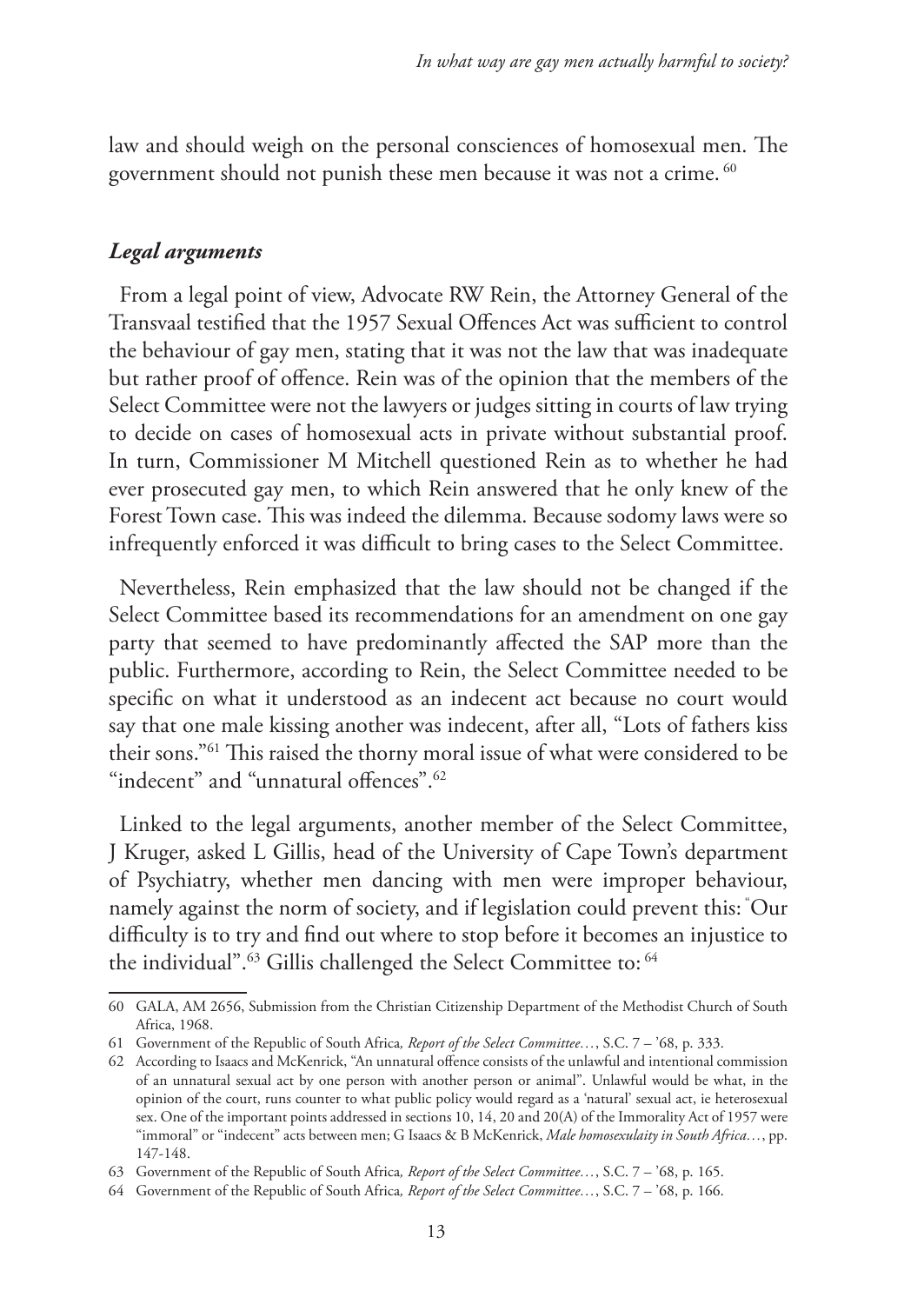law and should weigh on the personal consciences of homosexual men. The government should not punish these men because it was not a crime. [60]

### *Legal arguments*

From a legal point of view, Advocate RW Rein, the Attorney General of the Transvaal testified that the 1957 Sexual Offences Act was sufficient to control the behaviour of gay men, stating that it was not the law that was inadequate but rather proof of offence. Rein was of the opinion that the members of the Select Committee were not the lawyers or judges sitting in courts of law trying to decide on cases of homosexual acts in private without substantial proof. In turn, Commissioner M Mitchell questioned Rein as to whether he had ever prosecuted gay men, to which Rein answered that he only knew of the Forest Town case. This was indeed the dilemma. Because sodomy laws were so infrequently enforced it was difficult to bring cases to the Select Committee.

Nevertheless, Rein emphasized that the law should not be changed if the Select Committee based its recommendations for an amendment on one gay party that seemed to have predominantly affected the SAP more than the public. Furthermore, according to Rein, the Select Committee needed to be specific on what it understood as an indecent act because no court would say that one male kissing another was indecent, after all, "Lots of fathers kiss their sons."[61] This raised the thorny moral issue of what were considered to be "indecent" and "unnatural offences".[62]

Linked to the legal arguments, another member of the Select Committee, J Kruger, asked L Gillis, head of the University of Cape Town's department of Psychiatry, whether men dancing with men were improper behaviour, namely against the norm of society, and if legislation could prevent this: "Our difficulty is to try and find out where to stop before it becomes an injustice to the individual".[63] Gillis challenged the Select Committee to: [64]

---

60 GALA, AM 2656, Submission from the Christian Citizenship Department of the Methodist Church of South Africa, 1968.

61 Government of the Republic of South Africa*, Report of the Select Committee…*, S.C. 7 – '68, p. 333.

62 According to Isaacs and McKenrick, "An unnatural offence consists of the unlawful and intentional commission of an unnatural sexual act by one person with another person or animal". Unlawful would be what, in the opinion of the court, runs counter to what public policy would regard as a 'natural' sexual act, ie heterosexual sex. One of the important points addressed in sections 10, 14, 20 and 20(A) of the Immorality Act of 1957 were "immoral" or "indecent" acts between men; G Isaacs & B McKenrick, *Male homosexulaity in South Africa…*, pp. 147-148.

63 Government of the Republic of South Africa*, Report of the Select Committee…*, S.C. 7 – '68, p. 165.

64 Government of the Republic of South Africa*, Report of the Select Committee…*, S.C. 7 – '68, p. 166.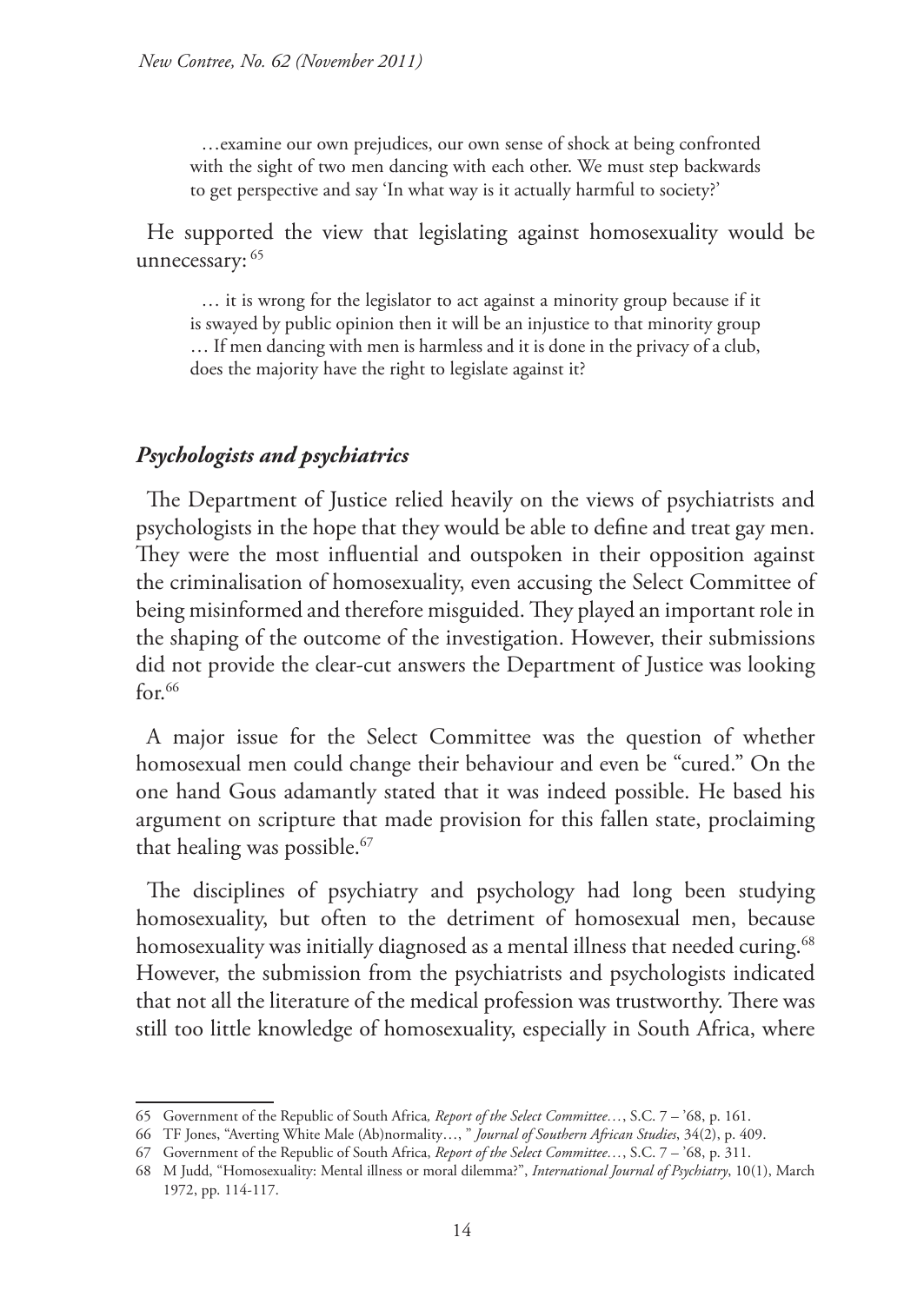…examine our own prejudices, our own sense of shock at being confronted with the sight of two men dancing with each other. We must step backwards to get perspective and say 'In what way is it actually harmful to society?'

He supported the view that legislating against homosexuality would be unnecessary: [65]

> … it is wrong for the legislator to act against a minority group because if it is swayed by public opinion then it will be an injustice to that minority group … If men dancing with men is harmless and it is done in the privacy of a club, does the majority have the right to legislate against it?

## ***Psychologists and psychiatrics***

The Department of Justice relied heavily on the views of psychiatrists and psychologists in the hope that they would be able to define and treat gay men. They were the most influential and outspoken in their opposition against the criminalisation of homosexuality, even accusing the Select Committee of being misinformed and therefore misguided. They played an important role in the shaping of the outcome of the investigation. However, their submissions did not provide the clear-cut answers the Department of Justice was looking for.[66]

A major issue for the Select Committee was the question of whether homosexual men could change their behaviour and even be "cured." On the one hand Gous adamantly stated that it was indeed possible. He based his argument on scripture that made provision for this fallen state, proclaiming that healing was possible.[67]

The disciplines of psychiatry and psychology had long been studying homosexuality, but often to the detriment of homosexual men, because homosexuality was initially diagnosed as a mental illness that needed curing.[68] However, the submission from the psychiatrists and psychologists indicated that not all the literature of the medical profession was trustworthy. There was still too little knowledge of homosexuality, especially in South Africa, where

---

65 Government of the Republic of South Africa*, Report of the Select Committee…*, S.C. 7 – '68, p. 161.

66 TF Jones, "Averting White Male (Ab)normality…, " *Journal of Southern African Studies*, 34(2), p. 409.

67 Government of the Republic of South Africa, *Report of the Select Committee…*, S.C. 7 – '68, p. 311.

68 M Judd, "Homosexuality: Mental illness or moral dilemma?", *International Journal of Psychiatry*, 10(1), March 1972, pp. 114-117.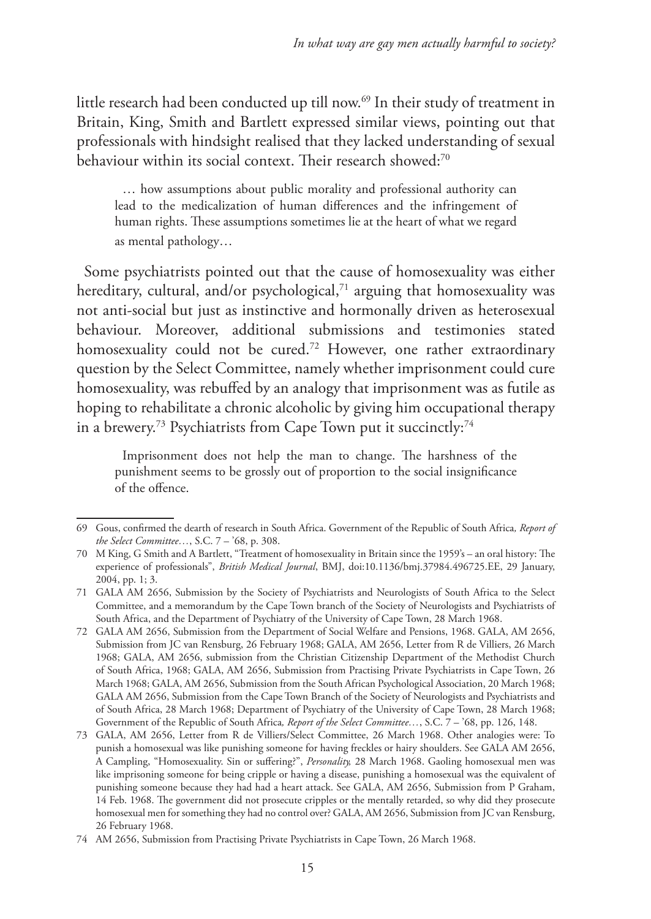little research had been conducted up till now.[69] In their study of treatment in Britain, King, Smith and Bartlett expressed similar views, pointing out that professionals with hindsight realised that they lacked understanding of sexual behaviour within its social context. Their research showed:[70]

> … how assumptions about public morality and professional authority can lead to the medicalization of human differences and the infringement of human rights. These assumptions sometimes lie at the heart of what we regard as mental pathology…

Some psychiatrists pointed out that the cause of homosexuality was either hereditary, cultural, and/or psychological,[71] arguing that homosexuality was not anti-social but just as instinctive and hormonally driven as heterosexual behaviour. Moreover, additional submissions and testimonies stated homosexuality could not be cured.[72] However, one rather extraordinary question by the Select Committee, namely whether imprisonment could cure homosexuality, was rebuffed by an analogy that imprisonment was as futile as hoping to rehabilitate a chronic alcoholic by giving him occupational therapy in a brewery.[73] Psychiatrists from Cape Town put it succinctly:[74]

> Imprisonment does not help the man to change. The harshness of the punishment seems to be grossly out of proportion to the social insignificance of the offence.

---

69 Gous, confirmed the dearth of research in South Africa. Government of the Republic of South Africa*, Report of the Select Committee…*, S.C. 7 – '68, p. 308.

70 M King, G Smith and A Bartlett, "Treatment of homosexuality in Britain since the 1959's – an oral history: The experience of professionals", *British Medical Journal*, BMJ, doi:10.1136/bmj.37984.496725.EE, 29 January, 2004, pp. 1; 3.

71 GALA AM 2656, Submission by the Society of Psychiatrists and Neurologists of South Africa to the Select Committee, and a memorandum by the Cape Town branch of the Society of Neurologists and Psychiatrists of South Africa, and the Department of Psychiatry of the University of Cape Town, 28 March 1968.

72 GALA AM 2656, Submission from the Department of Social Welfare and Pensions, 1968. GALA, AM 2656, Submission from JC van Rensburg, 26 February 1968; GALA, AM 2656, Letter from R de Villiers, 26 March 1968; GALA, AM 2656, submission from the Christian Citizenship Department of the Methodist Church of South Africa, 1968; GALA, AM 2656, Submission from Practising Private Psychiatrists in Cape Town, 26 March 1968; GALA, AM 2656, Submission from the South African Psychological Association, 20 March 1968; GALA AM 2656, Submission from the Cape Town Branch of the Society of Neurologists and Psychiatrists and of South Africa, 28 March 1968; Department of Psychiatry of the University of Cape Town, 28 March 1968; Government of the Republic of South Africa*, Report of the Select Committee…*, S.C. 7 – '68, pp. 126, 148.

73 GALA, AM 2656, Letter from R de Villiers/Select Committee, 26 March 1968. Other analogies were: To punish a homosexual was like punishing someone for having freckles or hairy shoulders. See GALA AM 2656, A Campling, "Homosexuality. Sin or suffering?", *Personality,* 28 March 1968. Gaoling homosexual men was like imprisoning someone for being cripple or having a disease, punishing a homosexual was the equivalent of punishing someone because they had had a heart attack. See GALA, AM 2656, Submission from P Graham, 14 Feb. 1968. The government did not prosecute cripples or the mentally retarded, so why did they prosecute homosexual men for something they had no control over? GALA, AM 2656, Submission from JC van Rensburg, 26 February 1968.

74 AM 2656, Submission from Practising Private Psychiatrists in Cape Town, 26 March 1968.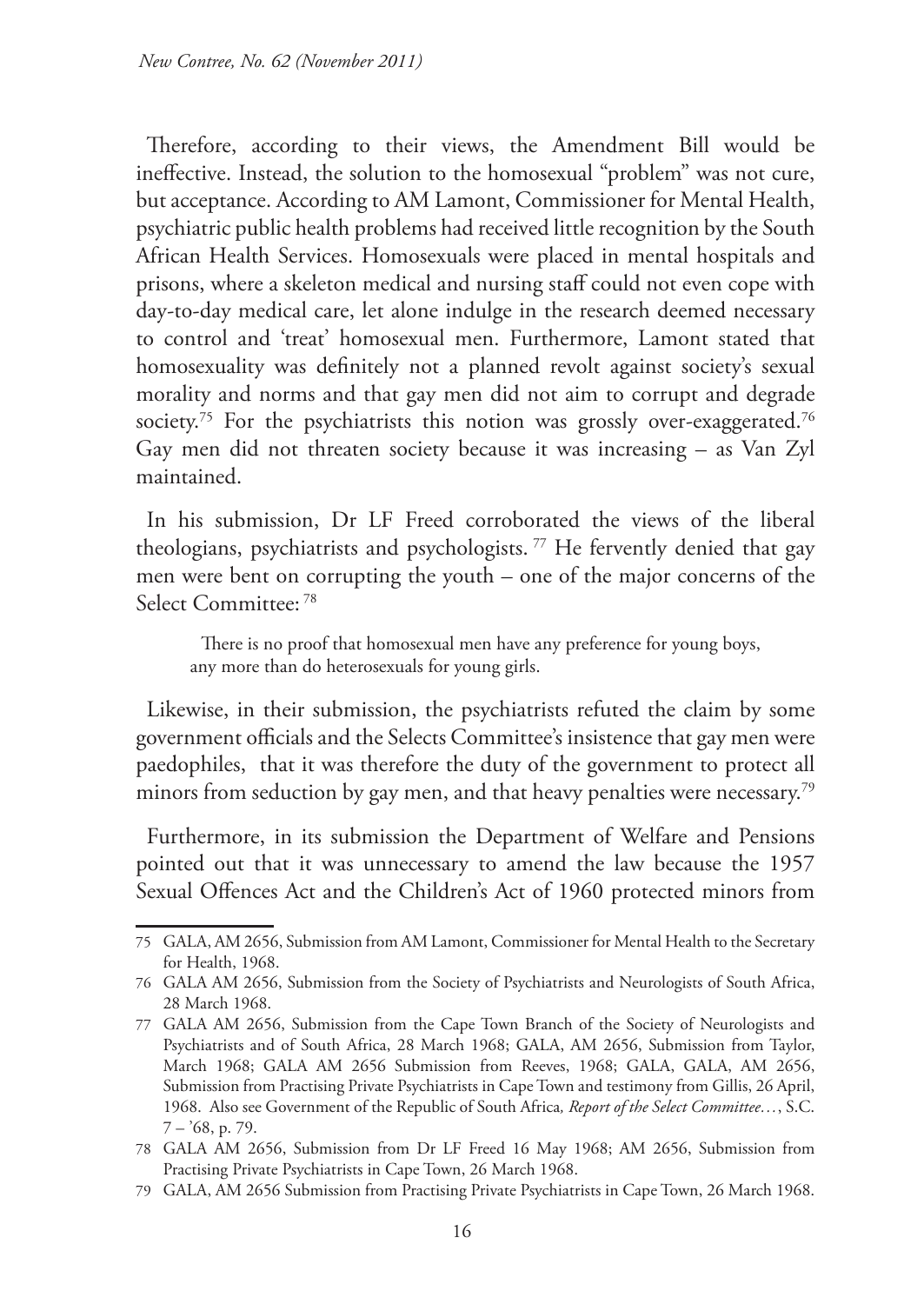Therefore, according to their views, the Amendment Bill would be ineffective. Instead, the solution to the homosexual "problem" was not cure, but acceptance. According to AM Lamont, Commissioner for Mental Health, psychiatric public health problems had received little recognition by the South African Health Services. Homosexuals were placed in mental hospitals and prisons, where a skeleton medical and nursing staff could not even cope with day-to-day medical care, let alone indulge in the research deemed necessary to control and 'treat' homosexual men. Furthermore, Lamont stated that homosexuality was definitely not a planned revolt against society's sexual morality and norms and that gay men did not aim to corrupt and degrade society.[75] For the psychiatrists this notion was grossly over-exaggerated.[76] Gay men did not threaten society because it was increasing – as Van Zyl maintained.

In his submission, Dr LF Freed corroborated the views of the liberal theologians, psychiatrists and psychologists. [77] He fervently denied that gay men were bent on corrupting the youth – one of the major concerns of the Select Committee: [78]

> There is no proof that homosexual men have any preference for young boys, any more than do heterosexuals for young girls.

Likewise, in their submission, the psychiatrists refuted the claim by some government officials and the Selects Committee's insistence that gay men were paedophiles, that it was therefore the duty of the government to protect all minors from seduction by gay men, and that heavy penalties were necessary.[79]

Furthermore, in its submission the Department of Welfare and Pensions pointed out that it was unnecessary to amend the law because the 1957 Sexual Offences Act and the Children's Act of 1960 protected minors from

---

75 GALA, AM 2656, Submission from AM Lamont, Commissioner for Mental Health to the Secretary for Health, 1968.

76 GALA AM 2656, Submission from the Society of Psychiatrists and Neurologists of South Africa, 28 March 1968.

77 GALA AM 2656, Submission from the Cape Town Branch of the Society of Neurologists and Psychiatrists and of South Africa, 28 March 1968; GALA, AM 2656, Submission from Taylor, March 1968; GALA AM 2656 Submission from Reeves, 1968; GALA, GALA, AM 2656, Submission from Practising Private Psychiatrists in Cape Town and testimony from Gillis, 26 April, 1968. Also see Government of the Republic of South Africa*, Report of the Select Committee…*, S.C. 7 – '68, p. 79.

78 GALA AM 2656, Submission from Dr LF Freed 16 May 1968; AM 2656, Submission from Practising Private Psychiatrists in Cape Town, 26 March 1968.

79 GALA, AM 2656 Submission from Practising Private Psychiatrists in Cape Town, 26 March 1968.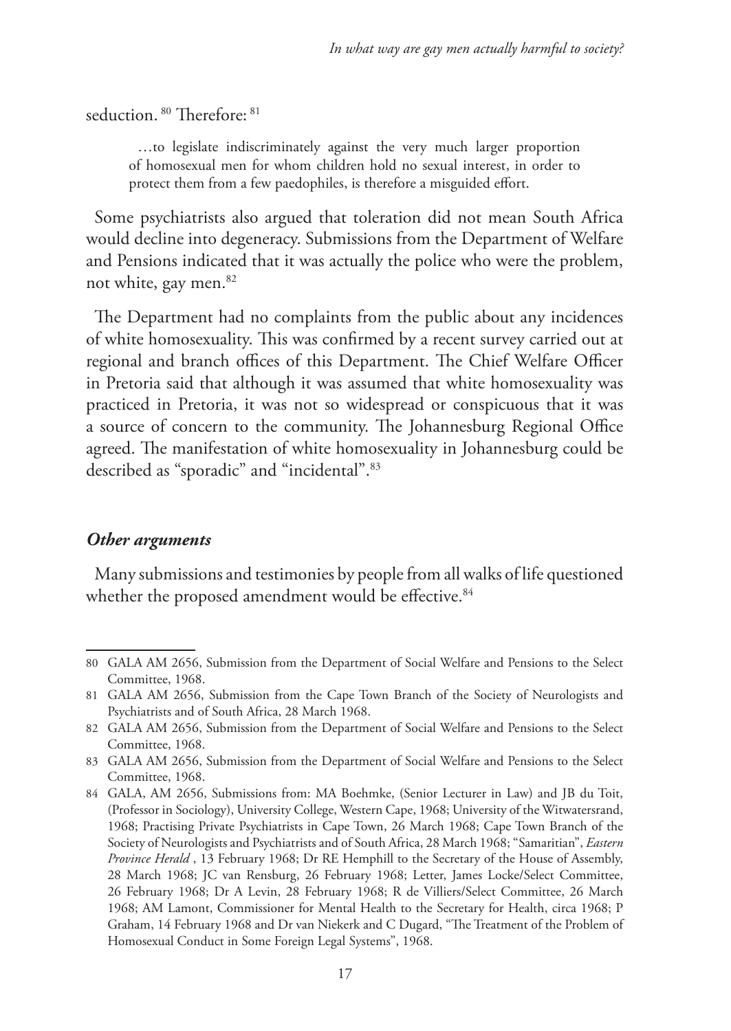seduction.[80] Therefore:[81]

> …to legislate indiscriminately against the very much larger proportion of homosexual men for whom children hold no sexual interest, in order to protect them from a few paedophiles, is therefore a misguided effort.

Some psychiatrists also argued that toleration did not mean South Africa would decline into degeneracy. Submissions from the Department of Welfare and Pensions indicated that it was actually the police who were the problem, not white, gay men.[82]

The Department had no complaints from the public about any incidences of white homosexuality. This was confirmed by a recent survey carried out at regional and branch offices of this Department. The Chief Welfare Officer in Pretoria said that although it was assumed that white homosexuality was practiced in Pretoria, it was not so widespread or conspicuous that it was a source of concern to the community. The Johannesburg Regional Office agreed. The manifestation of white homosexuality in Johannesburg could be described as "sporadic" and "incidental".[83]

### *Other arguments*

Many submissions and testimonies by people from all walks of life questioned whether the proposed amendment would be effective.[84]

---

80 GALA AM 2656, Submission from the Department of Social Welfare and Pensions to the Select Committee, 1968.

81 GALA AM 2656, Submission from the Cape Town Branch of the Society of Neurologists and Psychiatrists and of South Africa, 28 March 1968.

82 GALA AM 2656, Submission from the Department of Social Welfare and Pensions to the Select Committee, 1968.

83 GALA AM 2656, Submission from the Department of Social Welfare and Pensions to the Select Committee, 1968.

84 GALA, AM 2656, Submissions from: MA Boehmke, (Senior Lecturer in Law) and JB du Toit, (Professor in Sociology), University College, Western Cape, 1968; University of the Witwatersrand, 1968; Practising Private Psychiatrists in Cape Town, 26 March 1968; Cape Town Branch of the Society of Neurologists and Psychiatrists and of South Africa, 28 March 1968; "Samaritian", *Eastern Province Herald* , 13 February 1968; Dr RE Hemphill to the Secretary of the House of Assembly, 28 March 1968; JC van Rensburg, 26 February 1968; Letter, James Locke/Select Committee, 26 February 1968; Dr A Levin, 28 February 1968; R de Villiers/Select Committee, 26 March 1968; AM Lamont, Commissioner for Mental Health to the Secretary for Health, circa 1968; P Graham, 14 February 1968 and Dr van Niekerk and C Dugard, "The Treatment of the Problem of Homosexual Conduct in Some Foreign Legal Systems", 1968.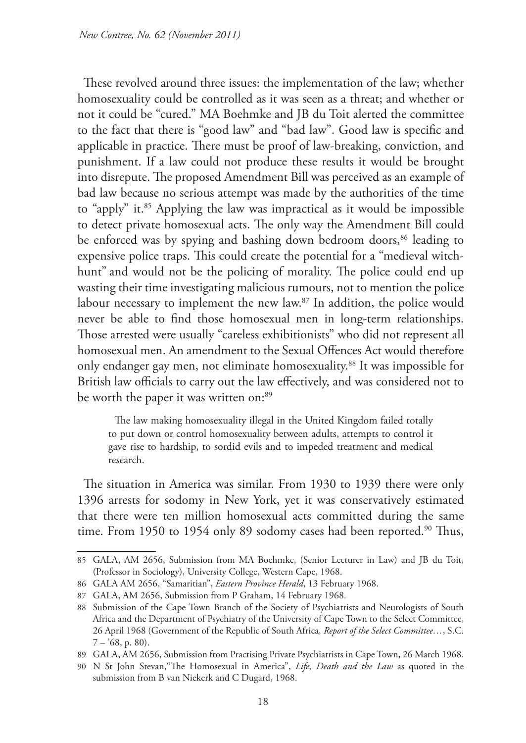These revolved around three issues: the implementation of the law; whether homosexuality could be controlled as it was seen as a threat; and whether or not it could be "cured." MA Boehmke and JB du Toit alerted the committee to the fact that there is "good law" and "bad law". Good law is specific and applicable in practice. There must be proof of law-breaking, conviction, and punishment. If a law could not produce these results it would be brought into disrepute. The proposed Amendment Bill was perceived as an example of bad law because no serious attempt was made by the authorities of the time to "apply" it.[85] Applying the law was impractical as it would be impossible to detect private homosexual acts. The only way the Amendment Bill could be enforced was by spying and bashing down bedroom doors,[86] leading to expensive police traps. This could create the potential for a "medieval witch-hunt" and would not be the policing of morality. The police could end up wasting their time investigating malicious rumours, not to mention the police labour necessary to implement the new law.[87] In addition, the police would never be able to find those homosexual men in long-term relationships. Those arrested were usually "careless exhibitionists" who did not represent all homosexual men. An amendment to the Sexual Offences Act would therefore only endanger gay men, not eliminate homosexuality.[88] It was impossible for British law officials to carry out the law effectively, and was considered not to be worth the paper it was written on:[89]

> The law making homosexuality illegal in the United Kingdom failed totally to put down or control homosexuality between adults, attempts to control it gave rise to hardship, to sordid evils and to impeded treatment and medical research.

The situation in America was similar. From 1930 to 1939 there were only 1396 arrests for sodomy in New York, yet it was conservatively estimated that there were ten million homosexual acts committed during the same time. From 1950 to 1954 only 89 sodomy cases had been reported.[90] Thus,

---

85 GALA, AM 2656, Submission from MA Boehmke, (Senior Lecturer in Law) and JB du Toit, (Professor in Sociology), University College, Western Cape, 1968.

86 GALA AM 2656, "Samaritian", *Eastern Province Herald*, 13 February 1968.

87 GALA, AM 2656, Submission from P Graham, 14 February 1968.

88 Submission of the Cape Town Branch of the Society of Psychiatrists and Neurologists of South Africa and the Department of Psychiatry of the University of Cape Town to the Select Committee, 26 April 1968 (Government of the Republic of South Africa*, Report of the Select Committee…*, S.C. 7 – '68, p. 80).

89 GALA, AM 2656, Submission from Practising Private Psychiatrists in Cape Town, 26 March 1968.

90 N St John Stevan,"The Homosexual in America", *Life, Death and the Law* as quoted in the submission from B van Niekerk and C Dugard, 1968.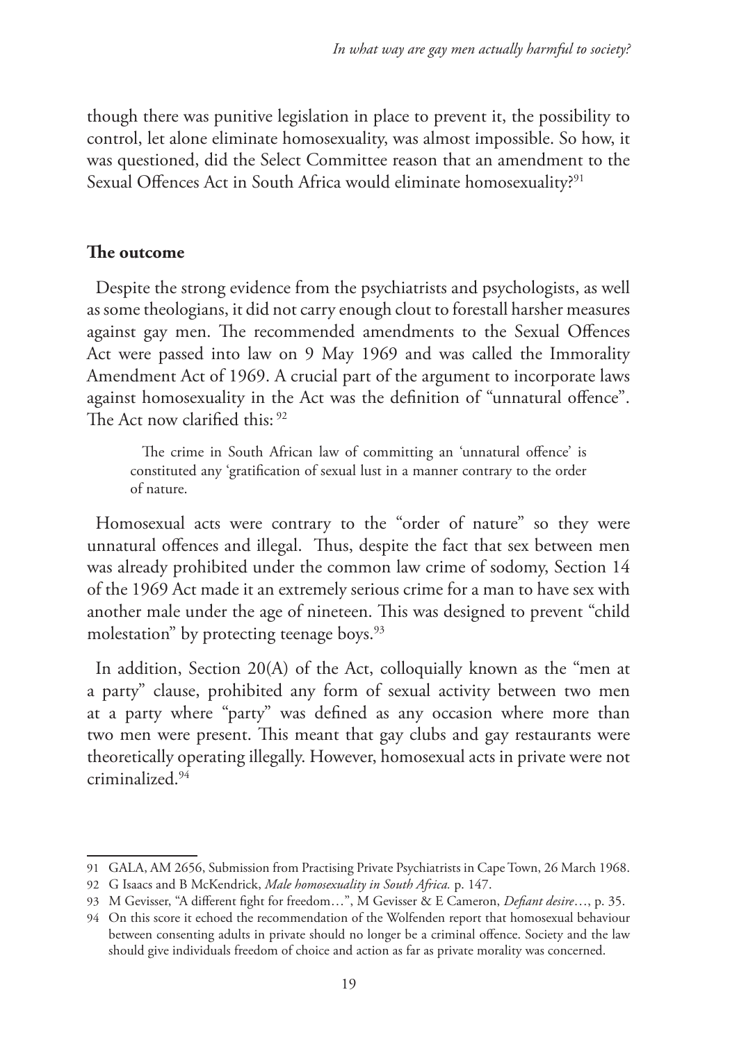though there was punitive legislation in place to prevent it, the possibility to control, let alone eliminate homosexuality, was almost impossible. So how, it was questioned, did the Select Committee reason that an amendment to the Sexual Offences Act in South Africa would eliminate homosexuality?[91]

## The outcome

Despite the strong evidence from the psychiatrists and psychologists, as well as some theologians, it did not carry enough clout to forestall harsher measures against gay men. The recommended amendments to the Sexual Offences Act were passed into law on 9 May 1969 and was called the Immorality Amendment Act of 1969. A crucial part of the argument to incorporate laws against homosexuality in the Act was the definition of "unnatural offence". The Act now clarified this: [92]

> The crime in South African law of committing an 'unnatural offence' is constituted any 'gratification of sexual lust in a manner contrary to the order of nature.

Homosexual acts were contrary to the "order of nature" so they were unnatural offences and illegal. Thus, despite the fact that sex between men was already prohibited under the common law crime of sodomy, Section 14 of the 1969 Act made it an extremely serious crime for a man to have sex with another male under the age of nineteen. This was designed to prevent "child molestation" by protecting teenage boys.[93]

In addition, Section 20(A) of the Act, colloquially known as the "men at a party" clause, prohibited any form of sexual activity between two men at a party where "party" was defined as any occasion where more than two men were present. This meant that gay clubs and gay restaurants were theoretically operating illegally. However, homosexual acts in private were not criminalized.[94]

---

91 GALA, AM 2656, Submission from Practising Private Psychiatrists in Cape Town, 26 March 1968.

92 G Isaacs and B McKendrick, *Male homosexuality in South Africa.* p. 147.

93 M Gevisser, "A different fight for freedom…", M Gevisser & E Cameron, *Defiant desire*…, p. 35.

94 On this score it echoed the recommendation of the Wolfenden report that homosexual behaviour between consenting adults in private should no longer be a criminal offence. Society and the law should give individuals freedom of choice and action as far as private morality was concerned.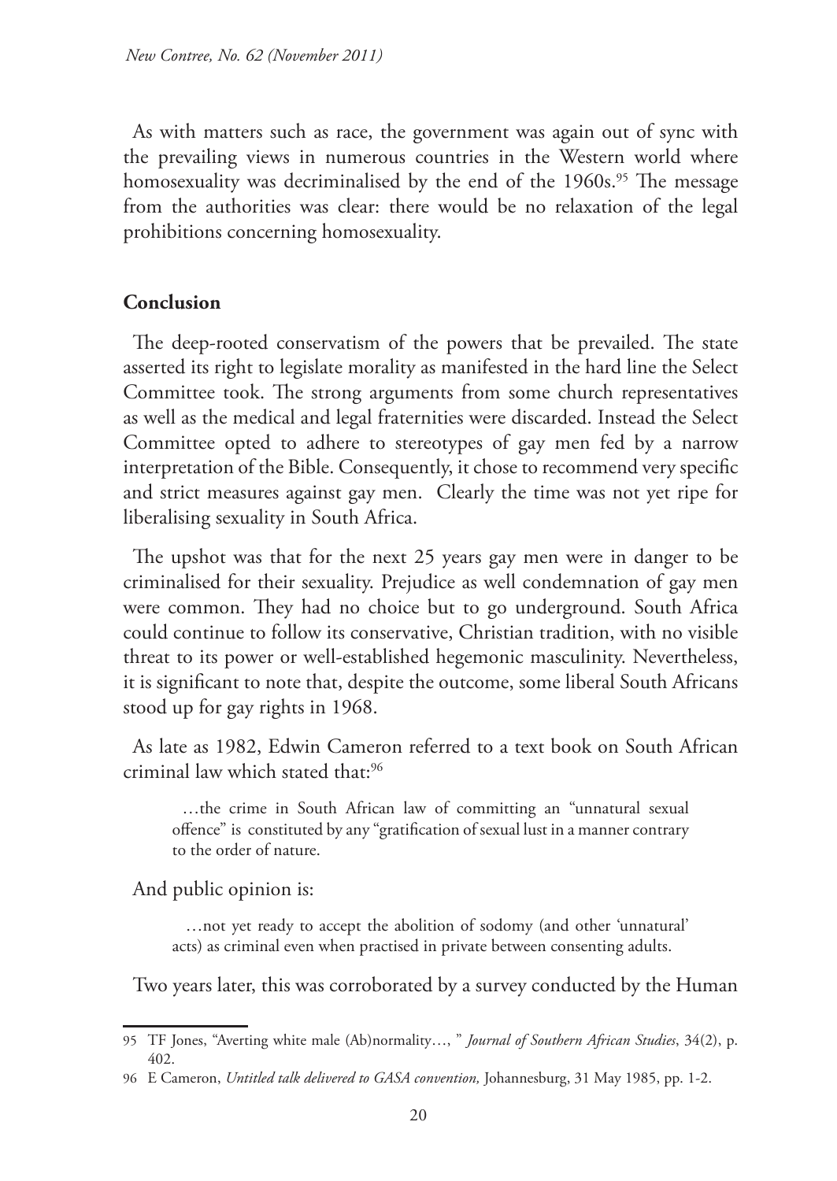As with matters such as race, the government was again out of sync with the prevailing views in numerous countries in the Western world where homosexuality was decriminalised by the end of the 1960s.[95] The message from the authorities was clear: there would be no relaxation of the legal prohibitions concerning homosexuality.

## Conclusion

The deep-rooted conservatism of the powers that be prevailed. The state asserted its right to legislate morality as manifested in the hard line the Select Committee took. The strong arguments from some church representatives as well as the medical and legal fraternities were discarded. Instead the Select Committee opted to adhere to stereotypes of gay men fed by a narrow interpretation of the Bible. Consequently, it chose to recommend very specific and strict measures against gay men. Clearly the time was not yet ripe for liberalising sexuality in South Africa.

The upshot was that for the next 25 years gay men were in danger to be criminalised for their sexuality. Prejudice as well condemnation of gay men were common. They had no choice but to go underground. South Africa could continue to follow its conservative, Christian tradition, with no visible threat to its power or well-established hegemonic masculinity. Nevertheless, it is significant to note that, despite the outcome, some liberal South Africans stood up for gay rights in 1968.

As late as 1982, Edwin Cameron referred to a text book on South African criminal law which stated that:[96]

> …the crime in South African law of committing an "unnatural sexual offence" is constituted by any "gratification of sexual lust in a manner contrary to the order of nature.

And public opinion is:

> …not yet ready to accept the abolition of sodomy (and other 'unnatural' acts) as criminal even when practised in private between consenting adults.

Two years later, this was corroborated by a survey conducted by the Human

---

95 TF Jones, "Averting white male (Ab)normality…, " *Journal of Southern African Studies*, 34(2), p. 402.

96 E Cameron, *Untitled talk delivered to GASA convention,* Johannesburg, 31 May 1985, pp. 1-2.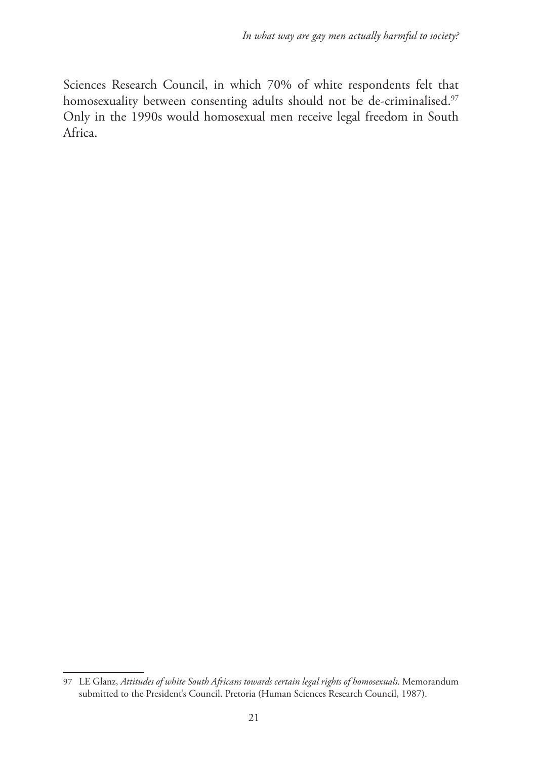Sciences Research Council, in which 70% of white respondents felt that homosexuality between consenting adults should not be de-criminalised.[97] Only in the 1990s would homosexual men receive legal freedom in South Africa.

---

97 LE Glanz, *Attitudes of white South Africans towards certain legal rights of homosexuals*. Memorandum submitted to the President's Council. Pretoria (Human Sciences Research Council, 1987).